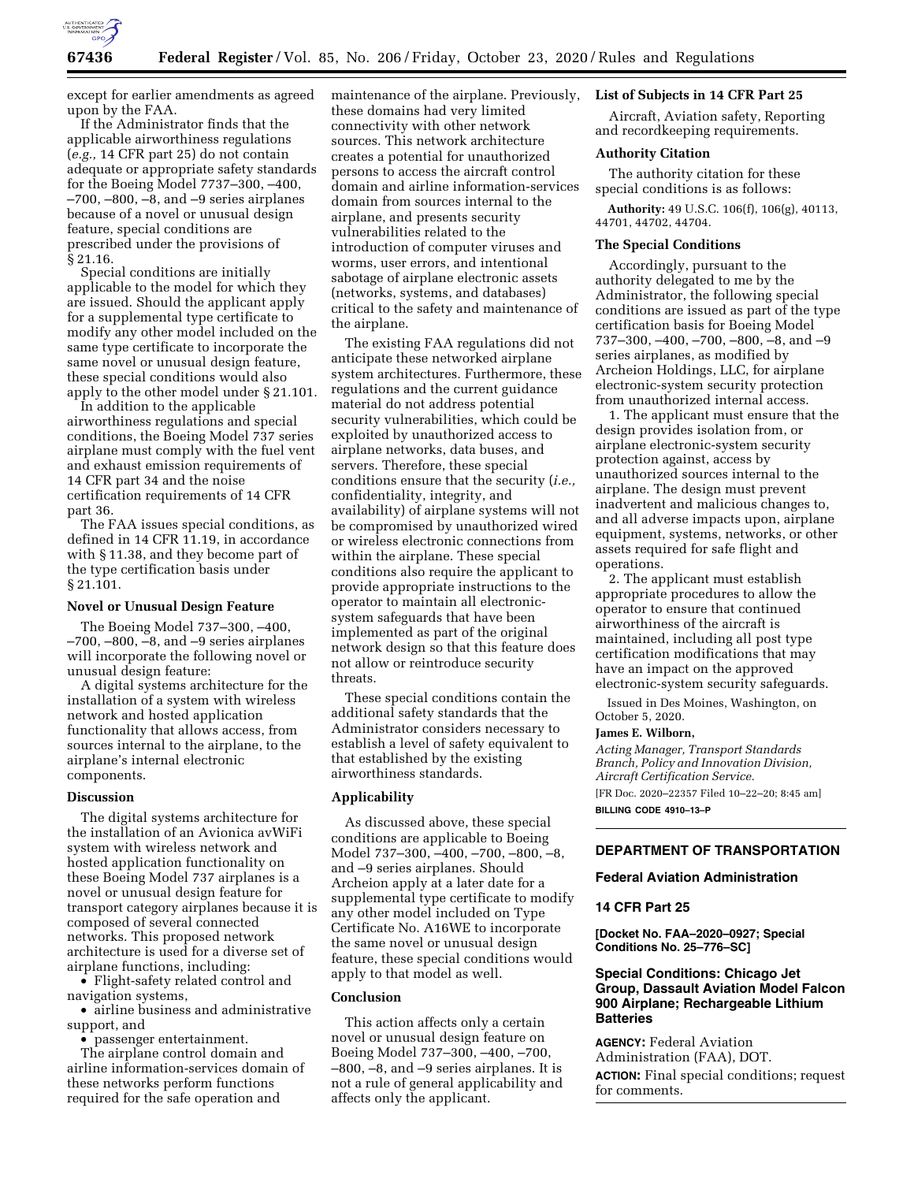except for earlier amendments as agreed upon by the FAA.

If the Administrator finds that the applicable airworthiness regulations (*e.g.,* 14 CFR part 25) do not contain adequate or appropriate safety standards for the Boeing Model 7737–300, –400, –700, –800, –8, and –9 series airplanes because of a novel or unusual design feature, special conditions are prescribed under the provisions of § 21.16.

Special conditions are initially applicable to the model for which they are issued. Should the applicant apply for a supplemental type certificate to modify any other model included on the same type certificate to incorporate the same novel or unusual design feature, these special conditions would also apply to the other model under § 21.101.

In addition to the applicable airworthiness regulations and special conditions, the Boeing Model 737 series airplane must comply with the fuel vent and exhaust emission requirements of 14 CFR part 34 and the noise certification requirements of 14 CFR part 36.

The FAA issues special conditions, as defined in 14 CFR 11.19, in accordance with § 11.38, and they become part of the type certification basis under § 21.101.

## Novel or Unusual Design Feature

The Boeing Model 737–300, –400, –700, –800, –8, and –9 series airplanes will incorporate the following novel or unusual design feature:

A digital systems architecture for the installation of a system with wireless network and hosted application functionality that allows access, from sources internal to the airplane, to the airplane's internal electronic components.

## Discussion

The digital systems architecture for the installation of an Avionica avWiFi system with wireless network and hosted application functionality on these Boeing Model 737 airplanes is a novel or unusual design feature for transport category airplanes because it is composed of several connected networks. This proposed network architecture is used for a diverse set of airplane functions, including:

- Flight-safety related control and navigation systems,
- airline business and administrative support, and
- passenger entertainment.

The airplane control domain and airline information-services domain of these networks perform functions required for the safe operation and maintenance of the airplane. Previously, these domains had very limited connectivity with other network sources. This network architecture creates a potential for unauthorized persons to access the aircraft control domain and airline information-services domain from sources internal to the airplane, and presents security vulnerabilities related to the introduction of computer viruses and worms, user errors, and intentional sabotage of airplane electronic assets (networks, systems, and databases) critical to the safety and maintenance of the airplane.

The existing FAA regulations did not anticipate these networked airplane system architectures. Furthermore, these regulations and the current guidance material do not address potential security vulnerabilities, which could be exploited by unauthorized access to airplane networks, data buses, and servers. Therefore, these special conditions ensure that the security (*i.e.,* confidentiality, integrity, and availability) of airplane systems will not be compromised by unauthorized wired or wireless electronic connections from within the airplane. These special conditions also require the applicant to provide appropriate instructions to the operator to maintain all electronic-system safeguards that have been implemented as part of the original network design so that this feature does not allow or reintroduce security threats.

These special conditions contain the additional safety standards that the Administrator considers necessary to establish a level of safety equivalent to that established by the existing airworthiness standards.

## Applicability

As discussed above, these special conditions are applicable to Boeing Model 737–300, –400, –700, –800, –8, and –9 series airplanes. Should Archeion apply at a later date for a supplemental type certificate to modify any other model included on Type Certificate No. A16WE to incorporate the same novel or unusual design feature, these special conditions would apply to that model as well.

## Conclusion

This action affects only a certain novel or unusual design feature on Boeing Model 737–300, –400, –700, –800, –8, and –9 series airplanes. It is not a rule of general applicability and affects only the applicant.

## List of Subjects in 14 CFR Part 25

Aircraft, Aviation safety, Reporting and recordkeeping requirements.

## Authority Citation

The authority citation for these special conditions is as follows:

**Authority:** 49 U.S.C. 106(f), 106(g), 40113, 44701, 44702, 44704.

## The Special Conditions

Accordingly, pursuant to the authority delegated to me by the Administrator, the following special conditions are issued as part of the type certification basis for Boeing Model 737–300, –400, –700, –800, –8, and –9 series airplanes, as modified by Archeion Holdings, LLC, for airplane electronic-system security protection from unauthorized internal access.

1. The applicant must ensure that the design provides isolation from, or airplane electronic-system security protection against, access by unauthorized sources internal to the airplane. The design must prevent inadvertent and malicious changes to, and all adverse impacts upon, airplane equipment, systems, networks, or other assets required for safe flight and operations.

2. The applicant must establish appropriate procedures to allow the operator to ensure that continued airworthiness of the aircraft is maintained, including all post type certification modifications that may have an impact on the approved electronic-system security safeguards.

Issued in Des Moines, Washington, on October 5, 2020.

**James E. Wilborn,**

*Acting Manager, Transport Standards Branch, Policy and Innovation Division, Aircraft Certification Service.*

[FR Doc. 2020–22357 Filed 10–22–20; 8:45 am]

**BILLING CODE 4910–13–P**

---

**DEPARTMENT OF TRANSPORTATION**

**Federal Aviation Administration**

**14 CFR Part 25**

**[Docket No. FAA–2020–0927; Special Conditions No. 25–776–SC]**

## Special Conditions: Chicago Jet Group, Dassault Aviation Model Falcon 900 Airplane; Rechargeable Lithium Batteries

**AGENCY:** Federal Aviation Administration (FAA), DOT.

**ACTION:** Final special conditions; request for comments.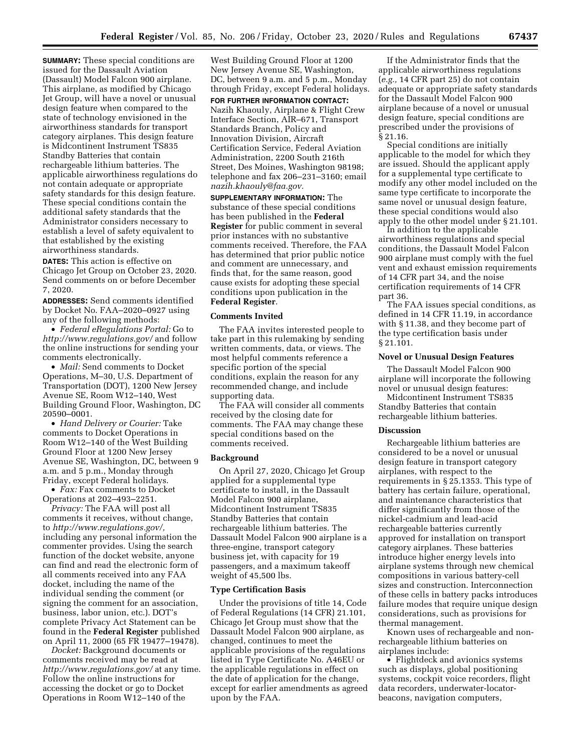**SUMMARY:** These special conditions are issued for the Dassault Aviation (Dassault) Model Falcon 900 airplane. This airplane, as modified by Chicago Jet Group, will have a novel or unusual design feature when compared to the state of technology envisioned in the airworthiness standards for transport category airplanes. This design feature is Midcontinent Instrument TS835 Standby Batteries that contain rechargeable lithium batteries. The applicable airworthiness regulations do not contain adequate or appropriate safety standards for this design feature. These special conditions contain the additional safety standards that the Administrator considers necessary to establish a level of safety equivalent to that established by the existing airworthiness standards.

**DATES:** This action is effective on Chicago Jet Group on October 23, 2020. Send comments on or before December 7, 2020.

**ADDRESSES:** Send comments identified by Docket No. FAA–2020–0927 using any of the following methods:

- *Federal eRegulations Portal:* Go to *http://www.regulations.gov/* and follow the online instructions for sending your comments electronically.
- *Mail:* Send comments to Docket Operations, M–30, U.S. Department of Transportation (DOT), 1200 New Jersey Avenue SE, Room W12–140, West Building Ground Floor, Washington, DC 20590–0001.
- *Hand Delivery or Courier:* Take comments to Docket Operations in Room W12–140 of the West Building Ground Floor at 1200 New Jersey Avenue SE, Washington, DC, between 9 a.m. and 5 p.m., Monday through Friday, except Federal holidays.
- *Fax:* Fax comments to Docket Operations at 202–493–2251.

*Privacy:* The FAA will post all comments it receives, without change, to *http://www.regulations.gov/,* including any personal information the commenter provides. Using the search function of the docket website, anyone can find and read the electronic form of all comments received into any FAA docket, including the name of the individual sending the comment (or signing the comment for an association, business, labor union, etc.). DOT's complete Privacy Act Statement can be found in the **Federal Register** published on April 11, 2000 (65 FR 19477–19478).

*Docket:* Background documents or comments received may be read at *http://www.regulations.gov/* at any time. Follow the online instructions for accessing the docket or go to Docket Operations in Room W12–140 of the West Building Ground Floor at 1200 New Jersey Avenue SE, Washington, DC, between 9 a.m. and 5 p.m., Monday through Friday, except Federal holidays.

**FOR FURTHER INFORMATION CONTACT:** Nazih Khaouly, Airplane & Flight Crew Interface Section, AIR–671, Transport Standards Branch, Policy and Innovation Division, Aircraft Certification Service, Federal Aviation Administration, 2200 South 216th Street, Des Moines, Washington 98198; telephone and fax 206–231–3160; email *nazih.khaouly@faa.gov.*

**SUPPLEMENTARY INFORMATION:** The substance of these special conditions has been published in the **Federal Register** for public comment in several prior instances with no substantive comments received. Therefore, the FAA has determined that prior public notice and comment are unnecessary, and finds that, for the same reason, good cause exists for adopting these special conditions upon publication in the **Federal Register**.

## Comments Invited

The FAA invites interested people to take part in this rulemaking by sending written comments, data, or views. The most helpful comments reference a specific portion of the special conditions, explain the reason for any recommended change, and include supporting data.

The FAA will consider all comments received by the closing date for comments. The FAA may change these special conditions based on the comments received.

## Background

On April 27, 2020, Chicago Jet Group applied for a supplemental type certificate to install, in the Dassault Model Falcon 900 airplane, Midcontinent Instrument TS835 Standby Batteries that contain rechargeable lithium batteries. The Dassault Model Falcon 900 airplane is a three-engine, transport category business jet, with capacity for 19 passengers, and a maximum takeoff weight of 45,500 lbs.

## Type Certification Basis

Under the provisions of title 14, Code of Federal Regulations (14 CFR) 21.101, Chicago Jet Group must show that the Dassault Model Falcon 900 airplane, as changed, continues to meet the applicable provisions of the regulations listed in Type Certificate No. A46EU or the applicable regulations in effect on the date of application for the change, except for earlier amendments as agreed upon by the FAA.

If the Administrator finds that the applicable airworthiness regulations (*e.g.,* 14 CFR part 25) do not contain adequate or appropriate safety standards for the Dassault Model Falcon 900 airplane because of a novel or unusual design feature, special conditions are prescribed under the provisions of § 21.16.

Special conditions are initially applicable to the model for which they are issued. Should the applicant apply for a supplemental type certificate to modify any other model included on the same type certificate to incorporate the same novel or unusual design feature, these special conditions would also apply to the other model under § 21.101.

In addition to the applicable airworthiness regulations and special conditions, the Dassault Model Falcon 900 airplane must comply with the fuel vent and exhaust emission requirements of 14 CFR part 34, and the noise certification requirements of 14 CFR part 36.

The FAA issues special conditions, as defined in 14 CFR 11.19, in accordance with § 11.38, and they become part of the type certification basis under § 21.101.

## Novel or Unusual Design Features

The Dassault Model Falcon 900 airplane will incorporate the following novel or unusual design features:

Midcontinent Instrument TS835 Standby Batteries that contain rechargeable lithium batteries.

## Discussion

Rechargeable lithium batteries are considered to be a novel or unusual design feature in transport category airplanes, with respect to the requirements in § 25.1353. This type of battery has certain failure, operational, and maintenance characteristics that differ significantly from those of the nickel-cadmium and lead-acid rechargeable batteries currently approved for installation on transport category airplanes. These batteries introduce higher energy levels into airplane systems through new chemical compositions in various battery-cell sizes and construction. Interconnection of these cells in battery packs introduces failure modes that require unique design considerations, such as provisions for thermal management.

Known uses of rechargeable and non-rechargeable lithium batteries on airplanes include:

- Flightdeck and avionics systems such as displays, global positioning systems, cockpit voice recorders, flight data recorders, underwater-locator-beacons, navigation computers,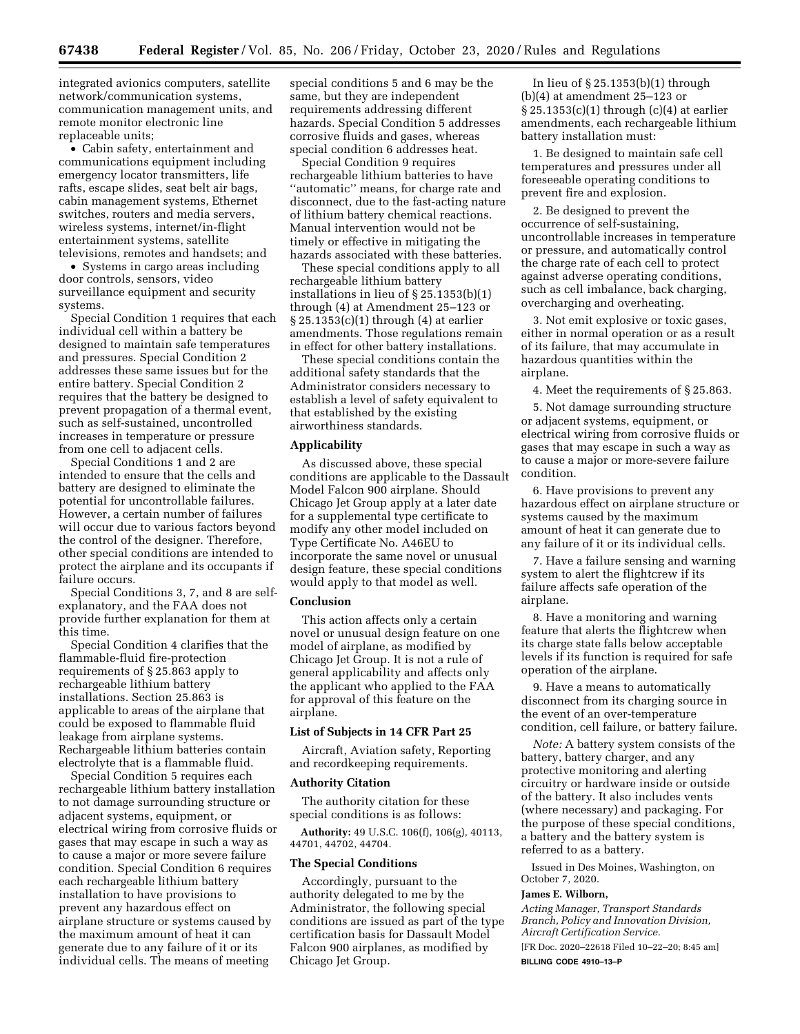integrated avionics computers, satellite network/communication systems, communication management units, and remote monitor electronic line replaceable units;

- Cabin safety, entertainment and communications equipment including emergency locator transmitters, life rafts, escape slides, seat belt air bags, cabin management systems, Ethernet switches, routers and media servers, wireless systems, internet/in-flight entertainment systems, satellite televisions, remotes and handsets; and
- Systems in cargo areas including door controls, sensors, video surveillance equipment and security systems.

Special Condition 1 requires that each individual cell within a battery be designed to maintain safe temperatures and pressures. Special Condition 2 addresses these same issues but for the entire battery. Special Condition 2 requires that the battery be designed to prevent propagation of a thermal event, such as self-sustained, uncontrolled increases in temperature or pressure from one cell to adjacent cells.

Special Conditions 1 and 2 are intended to ensure that the cells and battery are designed to eliminate the potential for uncontrollable failures. However, a certain number of failures will occur due to various factors beyond the control of the designer. Therefore, other special conditions are intended to protect the airplane and its occupants if failure occurs.

Special Conditions 3, 7, and 8 are self-explanatory, and the FAA does not provide further explanation for them at this time.

Special Condition 4 clarifies that the flammable-fluid fire-protection requirements of § 25.863 apply to rechargeable lithium battery installations. Section 25.863 is applicable to areas of the airplane that could be exposed to flammable fluid leakage from airplane systems. Rechargeable lithium batteries contain electrolyte that is a flammable fluid.

Special Condition 5 requires each rechargeable lithium battery installation to not damage surrounding structure or adjacent systems, equipment, or electrical wiring from corrosive fluids or gases that may escape in such a way as to cause a major or more severe failure condition. Special Condition 6 requires each rechargeable lithium battery installation to have provisions to prevent any hazardous effect on airplane structure or systems caused by the maximum amount of heat it can generate due to any failure of it or its individual cells. The means of meeting special conditions 5 and 6 may be the same, but they are independent requirements addressing different hazards. Special Condition 5 addresses corrosive fluids and gases, whereas special condition 6 addresses heat.

Special Condition 9 requires rechargeable lithium batteries to have "automatic" means, for charge rate and disconnect, due to the fast-acting nature of lithium battery chemical reactions. Manual intervention would not be timely or effective in mitigating the hazards associated with these batteries.

These special conditions apply to all rechargeable lithium battery installations in lieu of § 25.1353(b)(1) through (4) at Amendment 25–123 or § 25.1353(c)(1) through (4) at earlier amendments. Those regulations remain in effect for other battery installations.

These special conditions contain the additional safety standards that the Administrator considers necessary to establish a level of safety equivalent to that established by the existing airworthiness standards.

## Applicability

As discussed above, these special conditions are applicable to the Dassault Model Falcon 900 airplane. Should Chicago Jet Group apply at a later date for a supplemental type certificate to modify any other model included on Type Certificate No. A46EU to incorporate the same novel or unusual design feature, these special conditions would apply to that model as well.

## Conclusion

This action affects only a certain novel or unusual design feature on one model of airplane, as modified by Chicago Jet Group. It is not a rule of general applicability and affects only the applicant who applied to the FAA for approval of this feature on the airplane.

## List of Subjects in 14 CFR Part 25

Aircraft, Aviation safety, Reporting and recordkeeping requirements.

## Authority Citation

The authority citation for these special conditions is as follows:

**Authority:** 49 U.S.C. 106(f), 106(g), 40113, 44701, 44702, 44704.

## The Special Conditions

Accordingly, pursuant to the authority delegated to me by the Administrator, the following special conditions are issued as part of the type certification basis for Dassault Model Falcon 900 airplanes, as modified by Chicago Jet Group.

In lieu of § 25.1353(b)(1) through (b)(4) at amendment 25–123 or § 25.1353(c)(1) through (c)(4) at earlier amendments, each rechargeable lithium battery installation must:

1. Be designed to maintain safe cell temperatures and pressures under all foreseeable operating conditions to prevent fire and explosion.

2. Be designed to prevent the occurrence of self-sustaining, uncontrollable increases in temperature or pressure, and automatically control the charge rate of each cell to protect against adverse operating conditions, such as cell imbalance, back charging, overcharging and overheating.

3. Not emit explosive or toxic gases, either in normal operation or as a result of its failure, that may accumulate in hazardous quantities within the airplane.

4. Meet the requirements of § 25.863.

5. Not damage surrounding structure or adjacent systems, equipment, or electrical wiring from corrosive fluids or gases that may escape in such a way as to cause a major or more-severe failure condition.

6. Have provisions to prevent any hazardous effect on airplane structure or systems caused by the maximum amount of heat it can generate due to any failure of it or its individual cells.

7. Have a failure sensing and warning system to alert the flightcrew if its failure affects safe operation of the airplane.

8. Have a monitoring and warning feature that alerts the flightcrew when its charge state falls below acceptable levels if its function is required for safe operation of the airplane.

9. Have a means to automatically disconnect from its charging source in the event of an over-temperature condition, cell failure, or battery failure.

*Note:* A battery system consists of the battery, battery charger, and any protective monitoring and alerting circuitry or hardware inside or outside of the battery. It also includes vents (where necessary) and packaging. For the purpose of these special conditions, a battery and the battery system is referred to as a battery.

Issued in Des Moines, Washington, on October 7, 2020.

**James E. Wilborn,**

*Acting Manager, Transport Standards Branch, Policy and Innovation Division, Aircraft Certification Service.*

[FR Doc. 2020–22618 Filed 10–22–20; 8:45 am]

**BILLING CODE 4910–13–P**